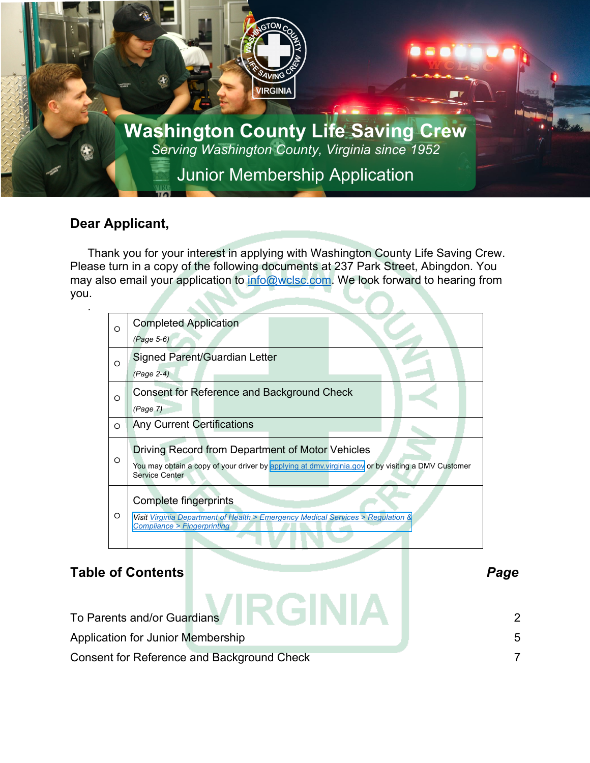# Washington County Life Saving Crew

*Serving Washington County, Virginia since 1952*

## Junior Membership Application

**Dear Applicant,**

Thank you for your interest in applying with Washington County Life Saving Crew. Please turn in a copy of the following documents at 237 Park Street, Abingdon. You may also email your application to info@wclsc.com. We look forward to hearing from you.

| | |
|---|---|
| ○ | Completed Application<br>*(Page 5-6)* |
| ○ | Signed Parent/Guardian Letter<br>*(Page 2-4)* |
| ○ | Consent for Reference and Background Check<br>*(Page 7)* |
| ○ | Any Current Certifications |
| ○ | Driving Record from Department of Motor Vehicles<br>You may obtain a copy of your driver by applying at dmv.virginia.gov or by visiting a DMV Customer Service Center |
| ○ | Complete fingerprints<br>Visit *Virginia Department of Health > Emergency Medical Services > Regulation & Compliance > Fingerprinting* |

## Table of Contents

| | *Page* |
|---|---|
| To Parents and/or Guardians | 2 |
| Application for Junior Membership | 5 |
| Consent for Reference and Background Check | 7 |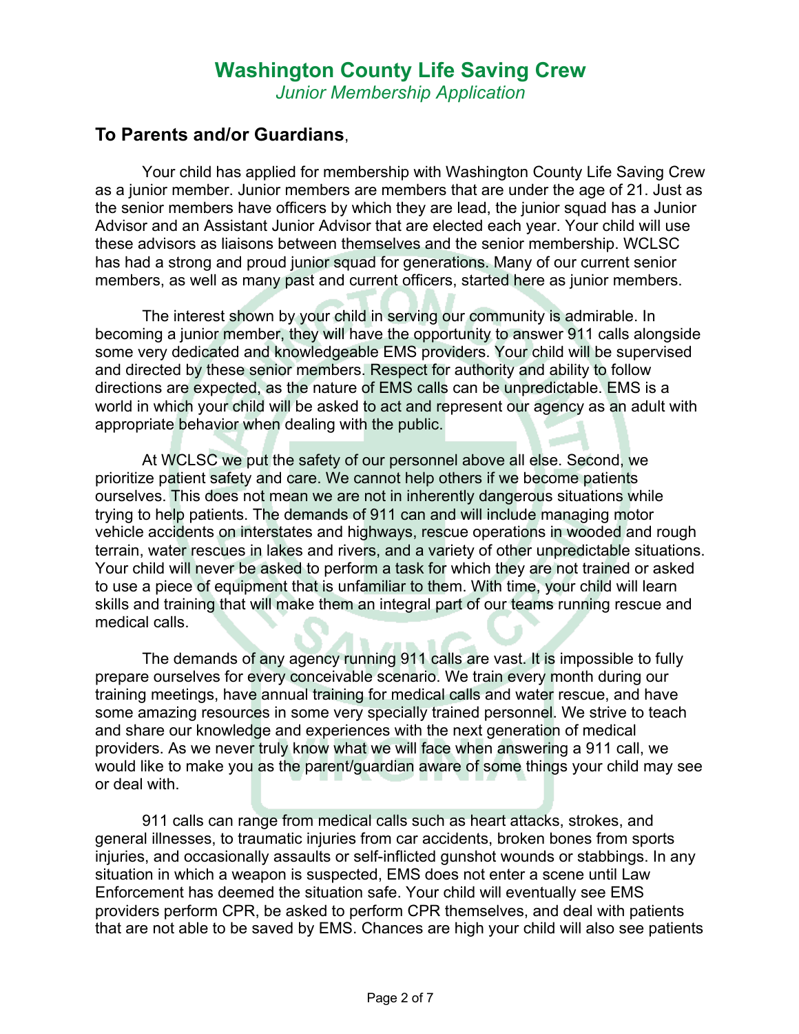# Washington County Life Saving Crew

*Junior Membership Application*

## To Parents and/or Guardians,

Your child has applied for membership with Washington County Life Saving Crew as a junior member. Junior members are members that are under the age of 21. Just as the senior members have officers by which they are lead, the junior squad has a Junior Advisor and an Assistant Junior Advisor that are elected each year. Your child will use these advisors as liaisons between themselves and the senior membership. WCLSC has had a strong and proud junior squad for generations. Many of our current senior members, as well as many past and current officers, started here as junior members.

The interest shown by your child in serving our community is admirable. In becoming a junior member, they will have the opportunity to answer 911 calls alongside some very dedicated and knowledgeable EMS providers. Your child will be supervised and directed by these senior members. Respect for authority and ability to follow directions are expected, as the nature of EMS calls can be unpredictable. EMS is a world in which your child will be asked to act and represent our agency as an adult with appropriate behavior when dealing with the public.

At WCLSC we put the safety of our personnel above all else. Second, we prioritize patient safety and care. We cannot help others if we become patients ourselves. This does not mean we are not in inherently dangerous situations while trying to help patients. The demands of 911 can and will include managing motor vehicle accidents on interstates and highways, rescue operations in wooded and rough terrain, water rescues in lakes and rivers, and a variety of other unpredictable situations. Your child will never be asked to perform a task for which they are not trained or asked to use a piece of equipment that is unfamiliar to them. With time, your child will learn skills and training that will make them an integral part of our teams running rescue and medical calls.

The demands of any agency running 911 calls are vast. It is impossible to fully prepare ourselves for every conceivable scenario. We train every month during our training meetings, have annual training for medical calls and water rescue, and have some amazing resources in some very specially trained personnel. We strive to teach and share our knowledge and experiences with the next generation of medical providers. As we never truly know what we will face when answering a 911 call, we would like to make you as the parent/guardian aware of some things your child may see or deal with.

911 calls can range from medical calls such as heart attacks, strokes, and general illnesses, to traumatic injuries from car accidents, broken bones from sports injuries, and occasionally assaults or self-inflicted gunshot wounds or stabbings. In any situation in which a weapon is suspected, EMS does not enter a scene until Law Enforcement has deemed the situation safe. Your child will eventually see EMS providers perform CPR, be asked to perform CPR themselves, and deal with patients that are not able to be saved by EMS. Chances are high your child will also see patients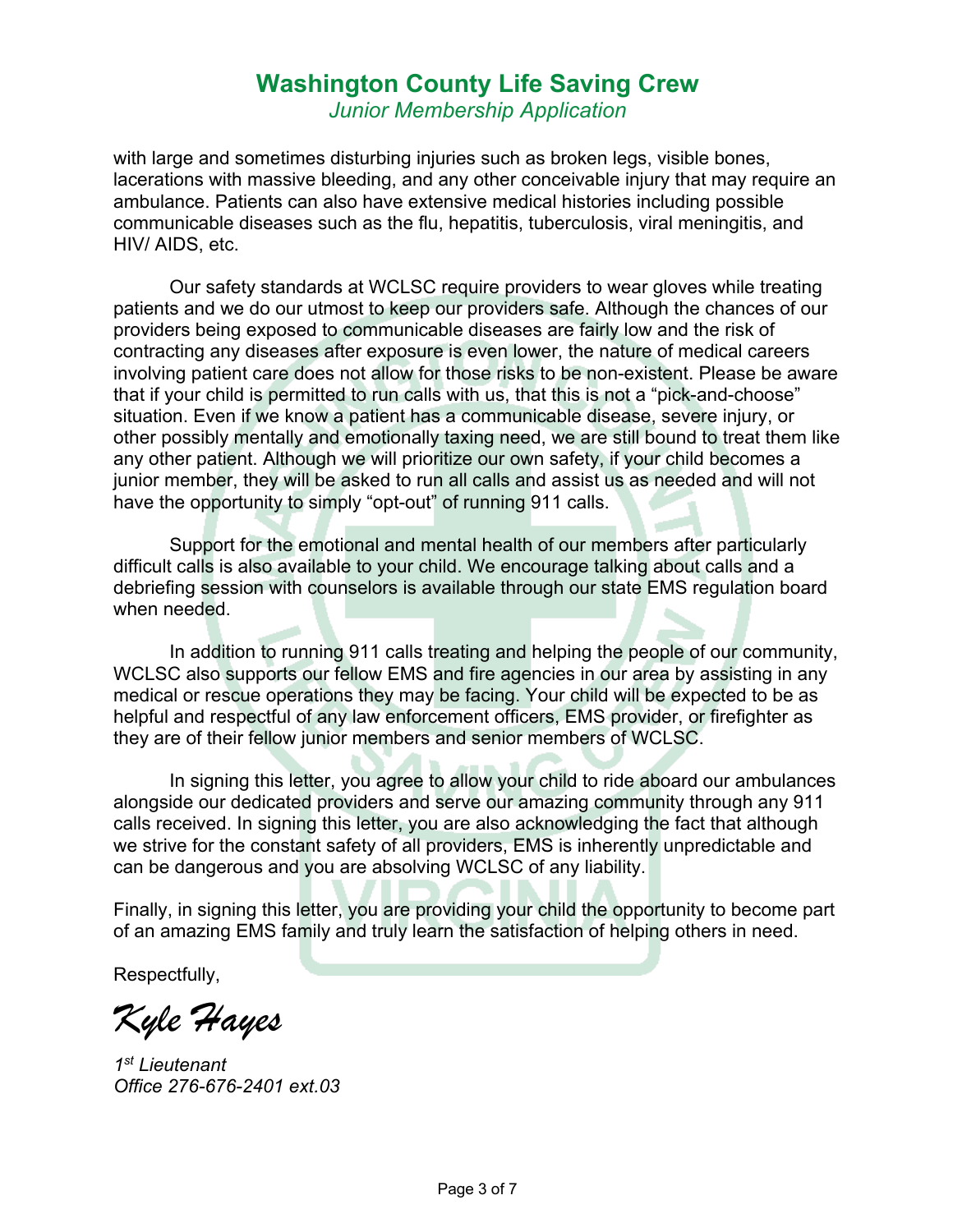with large and sometimes disturbing injuries such as broken legs, visible bones, lacerations with massive bleeding, and any other conceivable injury that may require an ambulance. Patients can also have extensive medical histories including possible communicable diseases such as the flu, hepatitis, tuberculosis, viral meningitis, and HIV/ AIDS, etc.

Our safety standards at WCLSC require providers to wear gloves while treating patients and we do our utmost to keep our providers safe. Although the chances of our providers being exposed to communicable diseases are fairly low and the risk of contracting any diseases after exposure is even lower, the nature of medical careers involving patient care does not allow for those risks to be non-existent. Please be aware that if your child is permitted to run calls with us, that this is not a "pick-and-choose" situation. Even if we know a patient has a communicable disease, severe injury, or other possibly mentally and emotionally taxing need, we are still bound to treat them like any other patient. Although we will prioritize our own safety, if your child becomes a junior member, they will be asked to run all calls and assist us as needed and will not have the opportunity to simply "opt-out" of running 911 calls.

Support for the emotional and mental health of our members after particularly difficult calls is also available to your child. We encourage talking about calls and a debriefing session with counselors is available through our state EMS regulation board when needed.

In addition to running 911 calls treating and helping the people of our community, WCLSC also supports our fellow EMS and fire agencies in our area by assisting in any medical or rescue operations they may be facing. Your child will be expected to be as helpful and respectful of any law enforcement officers, EMS provider, or firefighter as they are of their fellow junior members and senior members of WCLSC.

In signing this letter, you agree to allow your child to ride aboard our ambulances alongside our dedicated providers and serve our amazing community through any 911 calls received. In signing this letter, you are also acknowledging the fact that although we strive for the constant safety of all providers, EMS is inherently unpredictable and can be dangerous and you are absolving WCLSC of any liability.

Finally, in signing this letter, you are providing your child the opportunity to become part of an amazing EMS family and truly learn the satisfaction of helping others in need.

Respectfully,

*Kyle Hayes*

*1st Lieutenant*
*Office 276-676-2401 ext.03*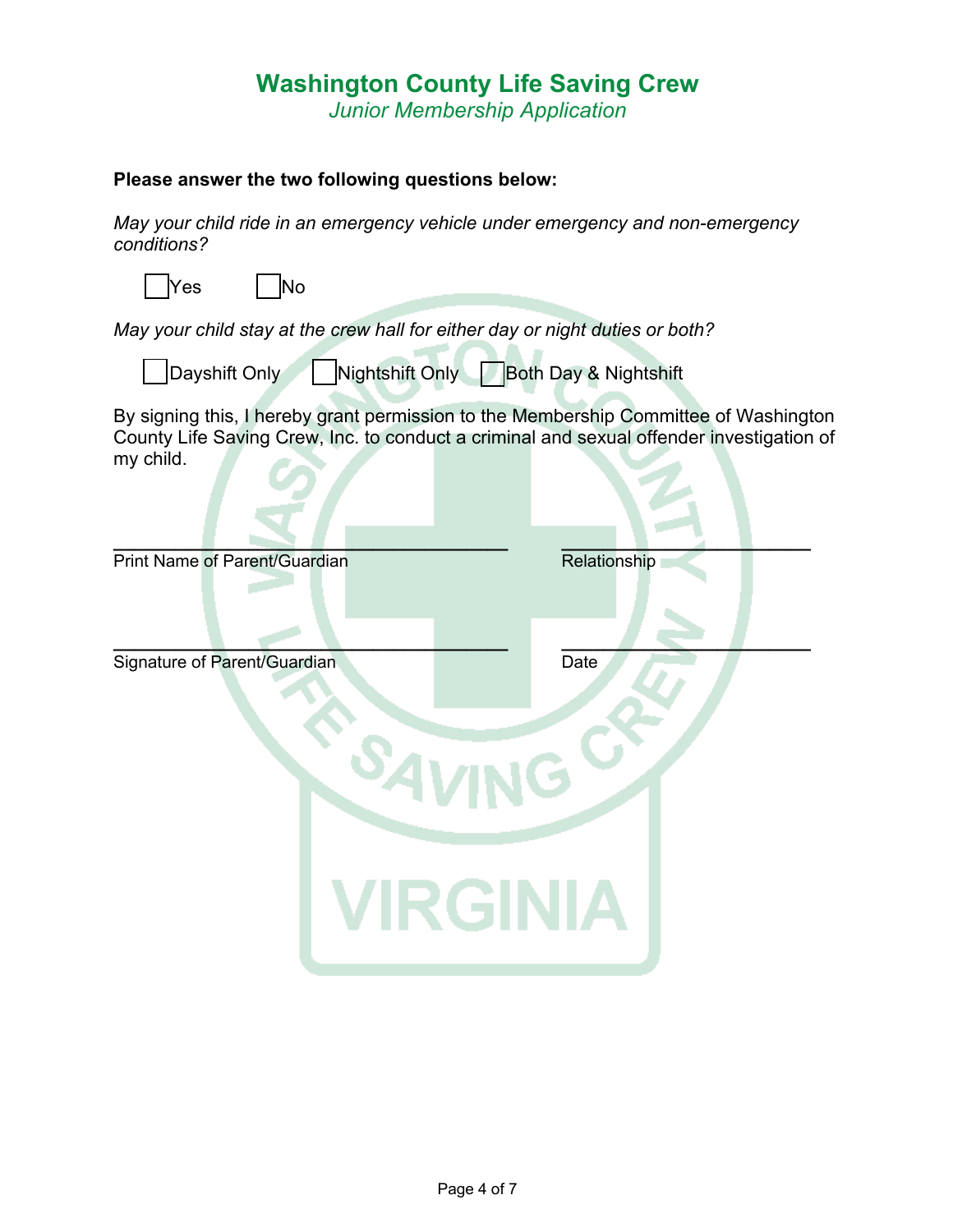# Washington County Life Saving Crew

*Junior Membership Application*

**Please answer the two following questions below:**

*May your child ride in an emergency vehicle under emergency and non-emergency conditions?*

☐ Yes ☐ No

*May your child stay at the crew hall for either day or night duties or both?*

☐ Dayshift Only ☐ Nightshift Only ☐ Both Day & Nightshift

By signing this, I hereby grant permission to the Membership Committee of Washington County Life Saving Crew, Inc. to conduct a criminal and sexual offender investigation of my child.

\_\_\_\_\_\_\_\_\_\_\_\_\_\_\_\_\_\_\_\_\_\_\_\_\_\_\_\_\_\_\_\_\_\_\_\_\_\_\_\_ \_\_\_\_\_\_\_\_\_\_\_\_\_\_\_\_\_\_\_\_\_\_\_\_\_\_

Print Name of Parent/Guardian Relationship

\_\_\_\_\_\_\_\_\_\_\_\_\_\_\_\_\_\_\_\_\_\_\_\_\_\_\_\_\_\_\_\_\_\_\_\_\_\_\_\_ \_\_\_\_\_\_\_\_\_\_\_\_\_\_\_\_\_\_\_\_\_\_\_\_\_\_

Signature of Parent/Guardian Date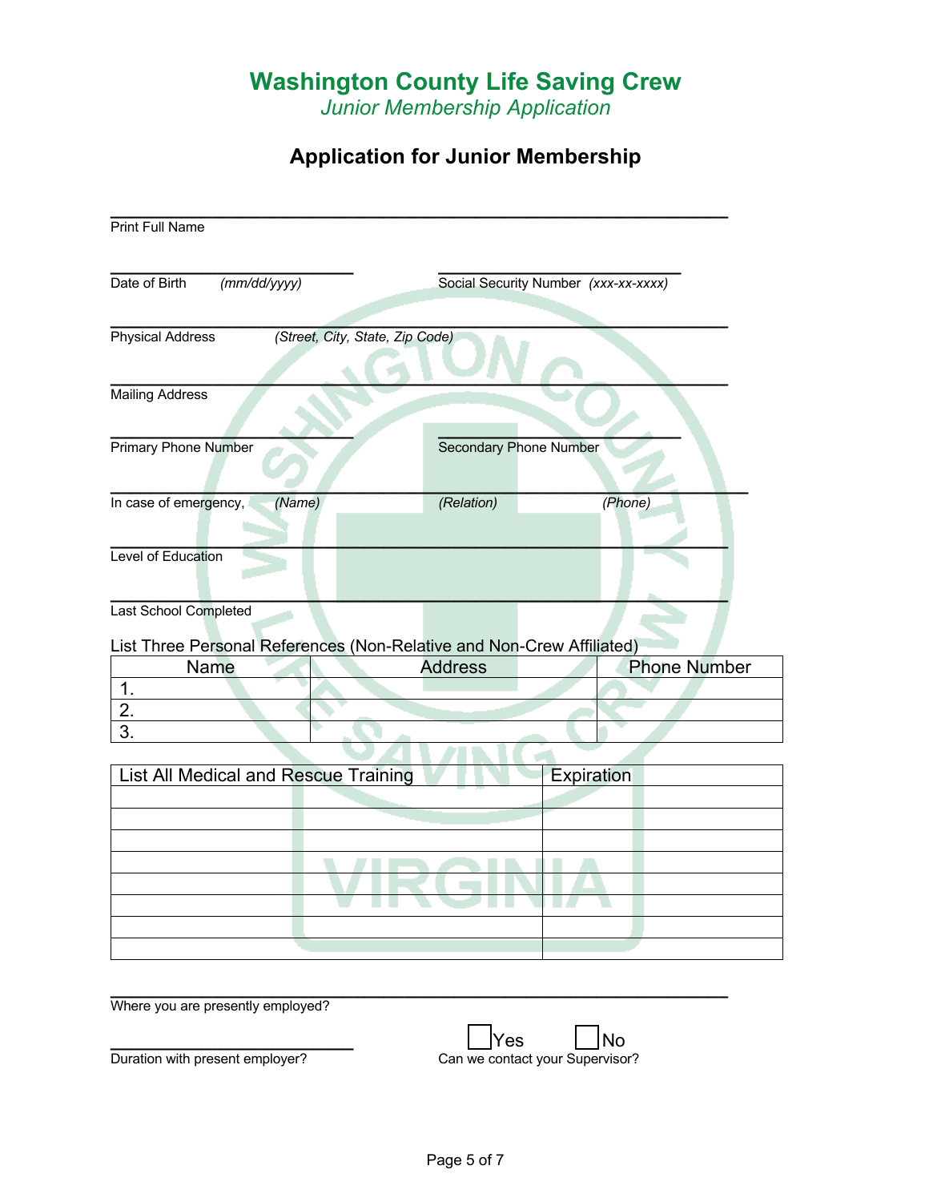# Washington County Life Saving Crew

*Junior Membership Application*

## Application for Junior Membership

\_\_\_\_\_\_\_\_\_\_\_\_\_\_\_\_\_\_\_\_\_\_\_\_\_\_\_\_\_\_\_\_\_\_\_\_\_\_\_\_\_\_\_\_\_\_\_\_\_\_\_\_\_\_\_\_\_\_\_\_\_\_\_\_
Print Full Name

\_\_\_\_\_\_\_\_\_\_\_\_\_\_\_\_\_\_\_\_\_\_\_\_\_\_\_ \_\_\_\_\_\_\_\_\_\_\_\_\_\_\_\_\_\_\_\_\_\_\_\_\_\_\_
Date of Birth *(mm/dd/yyyy)* Social Security Number *(xxx-xx-xxxx)*

\_\_\_\_\_\_\_\_\_\_\_\_\_\_\_\_\_\_\_\_\_\_\_\_\_\_\_\_\_\_\_\_\_\_\_\_\_\_\_\_\_\_\_\_\_\_\_\_\_\_\_\_\_\_\_\_\_\_\_\_\_\_\_\_
Physical Address *(Street, City, State, Zip Code)*

\_\_\_\_\_\_\_\_\_\_\_\_\_\_\_\_\_\_\_\_\_\_\_\_\_\_\_\_\_\_\_\_\_\_\_\_\_\_\_\_\_\_\_\_\_\_\_\_\_\_\_\_\_\_\_\_\_\_\_\_\_\_\_\_
Mailing Address

\_\_\_\_\_\_\_\_\_\_\_\_\_\_\_\_\_\_\_\_\_\_\_\_\_\_\_ \_\_\_\_\_\_\_\_\_\_\_\_\_\_\_\_\_\_\_\_\_\_\_\_\_\_\_
Primary Phone Number Secondary Phone Number

\_\_\_\_\_\_\_\_\_\_\_\_\_\_\_\_\_\_\_\_\_\_\_\_\_\_\_\_\_\_\_\_\_\_\_\_\_\_\_\_\_\_\_\_\_\_\_\_\_\_\_\_\_\_\_\_\_\_\_\_\_\_\_\_
In case of emergency, *(Name)* *(Relation)* *(Phone)*

\_\_\_\_\_\_\_\_\_\_\_\_\_\_\_\_\_\_\_\_\_\_\_\_\_\_\_\_\_\_\_\_\_\_\_\_\_\_\_\_\_\_\_\_\_\_\_\_\_\_\_\_\_\_\_\_\_\_\_\_\_\_\_\_
Level of Education

\_\_\_\_\_\_\_\_\_\_\_\_\_\_\_\_\_\_\_\_\_\_\_\_\_\_\_\_\_\_\_\_\_\_\_\_\_\_\_\_\_\_\_\_\_\_\_\_\_\_\_\_\_\_\_\_\_\_\_\_\_\_\_\_
Last School Completed

List Three Personal References (Non-Relative and Non-Crew Affiliated)

| Name | Address | Phone Number |
|---|---|---|
| 1. | | |
| 2. | | |
| 3. | | |

| List All Medical and Rescue Training | Expiration |
|---|---|
| | |
| | |
| | |
| | |
| | |
| | |
| | |
| | |

\_\_\_\_\_\_\_\_\_\_\_\_\_\_\_\_\_\_\_\_\_\_\_\_\_\_\_\_\_\_\_\_\_\_\_\_\_\_\_\_\_\_\_\_\_\_\_\_\_\_\_\_\_\_\_\_\_\_\_\_\_\_\_\_
Where you are presently employed?

\_\_\_\_\_\_\_\_\_\_\_\_\_\_\_\_\_\_\_\_\_\_\_\_\_\_\_ ☐ Yes ☐ No
Duration with present employer? Can we contact your Supervisor?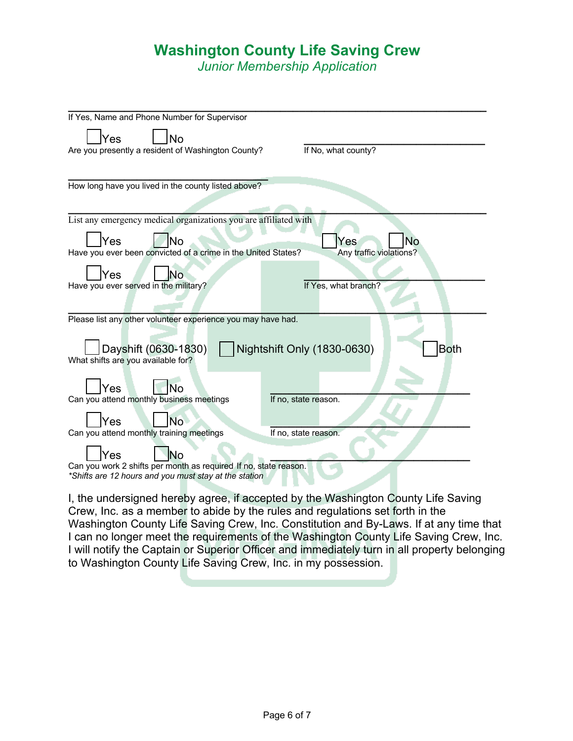# Washington County Life Saving Crew

*Junior Membership Application*

\_\_\_\_\_\_\_\_\_\_\_\_\_\_\_\_\_\_\_\_\_\_\_\_\_\_\_\_\_\_\_\_\_\_\_\_\_\_\_\_\_\_\_\_\_\_\_\_\_\_\_\_\_\_\_\_\_\_\_\_

If Yes, Name and Phone Number for Supervisor

☐ Yes ☐ No

Are you presently a resident of Washington County? \_\_\_\_\_\_\_\_\_\_\_\_\_\_\_\_\_\_\_\_ If No, what county?

\_\_\_\_\_\_\_\_\_\_\_\_\_\_\_\_\_\_\_\_\_\_\_\_\_\_\_\_\_\_

How long have you lived in the county listed above?

\_\_\_\_\_\_\_\_\_\_\_\_\_\_\_\_\_\_\_\_\_\_\_\_\_\_\_\_\_\_\_\_\_\_\_\_\_\_\_\_\_\_\_\_\_\_\_\_\_\_\_\_\_\_\_\_\_\_\_\_

List any emergency medical organizations you are affiliated with

☐ Yes ☐ No

Have you ever been convicted of a crime in the United States?

☐ Yes ☐ No

Any traffic violations?

☐ Yes ☐ No

Have you ever served in the military? \_\_\_\_\_\_\_\_\_\_\_\_\_\_\_\_\_\_\_\_ If Yes, what branch?

\_\_\_\_\_\_\_\_\_\_\_\_\_\_\_\_\_\_\_\_\_\_\_\_\_\_\_\_\_\_\_\_\_\_\_\_\_\_\_\_\_\_\_\_\_\_\_\_\_\_\_\_\_\_\_\_\_\_\_\_

Please list any other volunteer experience you may have had.

☐ Dayshift (0630-1830) ☐ Nightshift Only (1830-0630) ☐ Both

What shifts are you available for?

☐ Yes ☐ No

Can you attend monthly business meetings \_\_\_\_\_\_\_\_\_\_\_\_\_\_\_\_\_\_\_\_ If no, state reason.

☐ Yes ☐ No

Can you attend monthly training meetings \_\_\_\_\_\_\_\_\_\_\_\_\_\_\_\_\_\_\_\_ If no, state reason.

☐ Yes ☐ No

Can you work 2 shifts per month as required If no, state reason. \_\_\_\_\_\_\_\_\_\_\_\_\_\_\_\_\_\_\_\_

*\*Shifts are 12 hours and you must stay at the station*

I, the undersigned hereby agree, if accepted by the Washington County Life Saving Crew, Inc. as a member to abide by the rules and regulations set forth in the Washington County Life Saving Crew, Inc. Constitution and By-Laws. If at any time that I can no longer meet the requirements of the Washington County Life Saving Crew, Inc. I will notify the Captain or Superior Officer and immediately turn in all property belonging to Washington County Life Saving Crew, Inc. in my possession.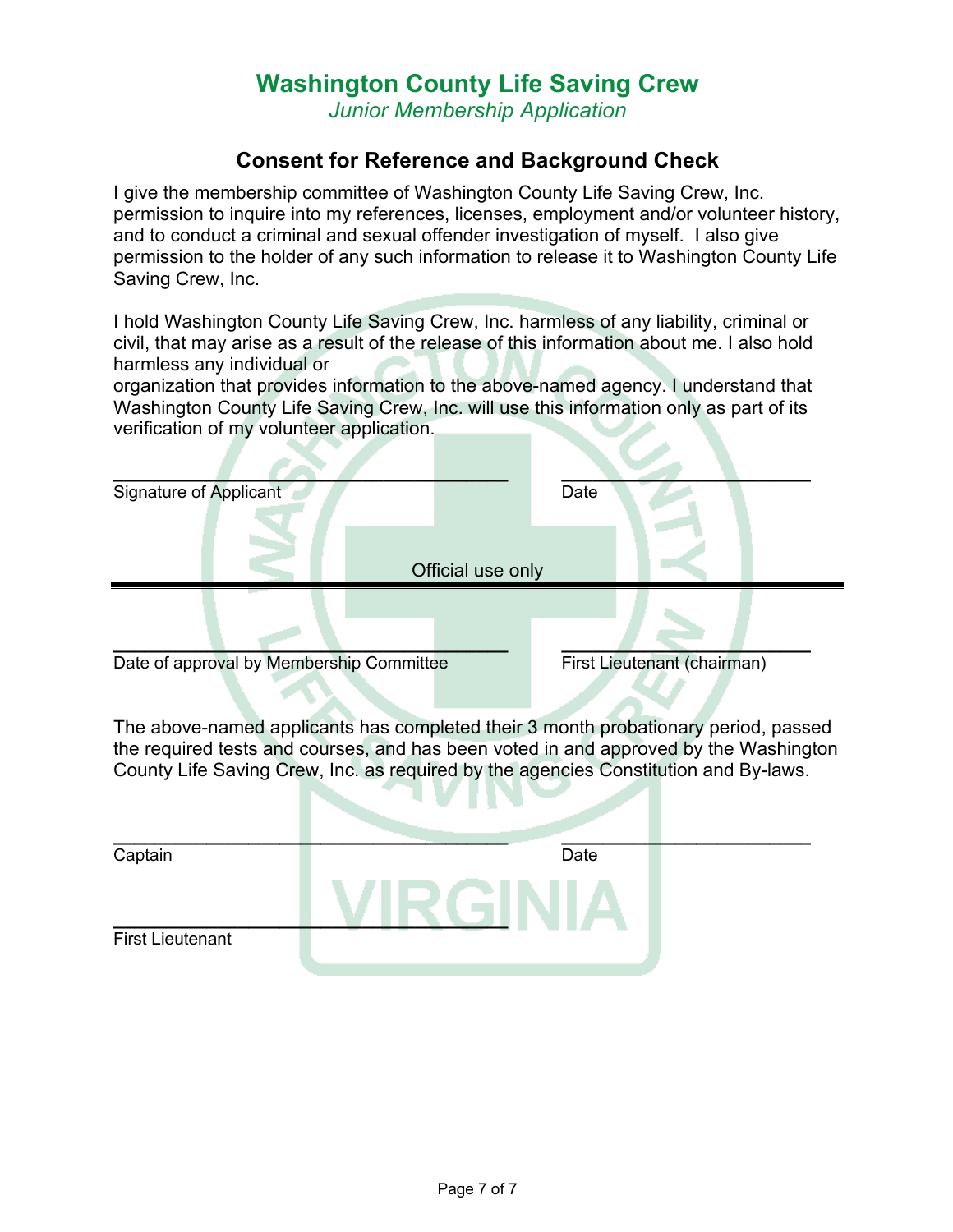# Washington County Life Saving Crew

*Junior Membership Application*

## Consent for Reference and Background Check

I give the membership committee of Washington County Life Saving Crew, Inc. permission to inquire into my references, licenses, employment and/or volunteer history, and to conduct a criminal and sexual offender investigation of myself. I also give permission to the holder of any such information to release it to Washington County Life Saving Crew, Inc.

I hold Washington County Life Saving Crew, Inc. harmless of any liability, criminal or civil, that may arise as a result of the release of this information about me. I also hold harmless any individual or organization that provides information to the above-named agency. I understand that Washington County Life Saving Crew, Inc. will use this information only as part of its verification of my volunteer application.

\_\_\_\_\_\_\_\_\_\_\_\_\_\_\_\_\_\_\_\_\_\_\_\_\_\_\_\_\_\_\_\_\_\_\_\_\_\_\_ \_\_\_\_\_\_\_\_\_\_\_\_\_\_\_\_\_\_\_\_\_\_\_\_\_

Signature of Applicant Date

Official use only

---

\_\_\_\_\_\_\_\_\_\_\_\_\_\_\_\_\_\_\_\_\_\_\_\_\_\_\_\_\_\_\_\_\_\_\_\_\_\_\_ \_\_\_\_\_\_\_\_\_\_\_\_\_\_\_\_\_\_\_\_\_\_\_\_\_

Date of approval by Membership Committee First Lieutenant (chairman)

The above-named applicants has completed their 3 month probationary period, passed the required tests and courses, and has been voted in and approved by the Washington County Life Saving Crew, Inc. as required by the agencies Constitution and By-laws.

\_\_\_\_\_\_\_\_\_\_\_\_\_\_\_\_\_\_\_\_\_\_\_\_\_\_\_\_\_\_\_\_\_\_\_\_\_\_\_ \_\_\_\_\_\_\_\_\_\_\_\_\_\_\_\_\_\_\_\_\_\_\_\_\_

Captain Date

\_\_\_\_\_\_\_\_\_\_\_\_\_\_\_\_\_\_\_\_\_\_\_\_\_\_\_\_\_\_\_\_\_\_\_\_\_\_\_

First Lieutenant